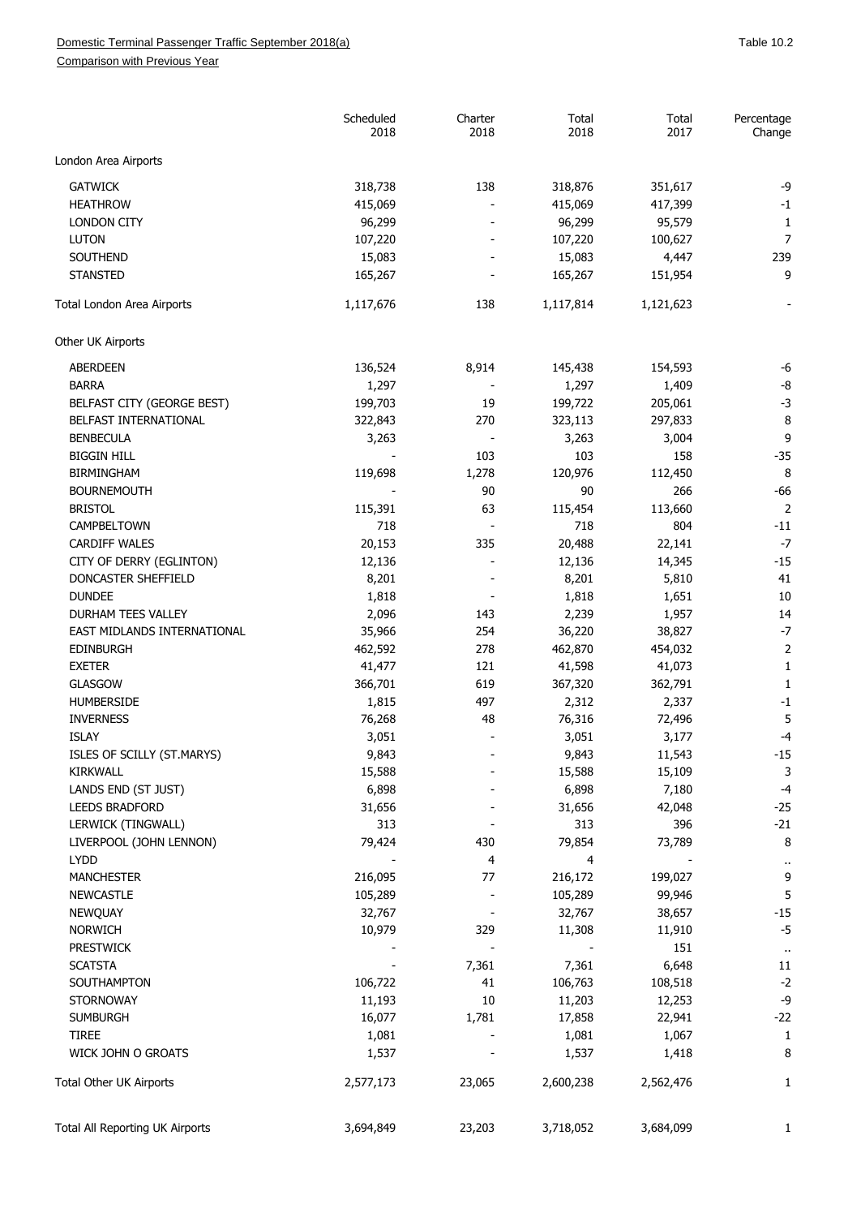Domestic Terminal Passenger Traffic September 2018(a)

Comparison with Previous Year

Table 10.2

| | Scheduled 2018 | Charter 2018 | Total 2018 | Total 2017 | Percentage Change |
|---|---|---|---|---|---|
| London Area Airports | | | | | |
| GATWICK | 318,738 | 138 | 318,876 | 351,617 | -9 |
| HEATHROW | 415,069 | - | 415,069 | 417,399 | -1 |
| LONDON CITY | 96,299 | - | 96,299 | 95,579 | 1 |
| LUTON | 107,220 | - | 107,220 | 100,627 | 7 |
| SOUTHEND | 15,083 | - | 15,083 | 4,447 | 239 |
| STANSTED | 165,267 | - | 165,267 | 151,954 | 9 |
| Total London Area Airports | 1,117,676 | 138 | 1,117,814 | 1,121,623 | - |
| Other UK Airports | | | | | |
| ABERDEEN | 136,524 | 8,914 | 145,438 | 154,593 | -6 |
| BARRA | 1,297 | - | 1,297 | 1,409 | -8 |
| BELFAST CITY (GEORGE BEST) | 199,703 | 19 | 199,722 | 205,061 | -3 |
| BELFAST INTERNATIONAL | 322,843 | 270 | 323,113 | 297,833 | 8 |
| BENBECULA | 3,263 | - | 3,263 | 3,004 | 9 |
| BIGGIN HILL | - | 103 | 103 | 158 | -35 |
| BIRMINGHAM | 119,698 | 1,278 | 120,976 | 112,450 | 8 |
| BOURNEMOUTH | - | 90 | 90 | 266 | -66 |
| BRISTOL | 115,391 | 63 | 115,454 | 113,660 | 2 |
| CAMPBELTOWN | 718 | - | 718 | 804 | -11 |
| CARDIFF WALES | 20,153 | 335 | 20,488 | 22,141 | -7 |
| CITY OF DERRY (EGLINTON) | 12,136 | - | 12,136 | 14,345 | -15 |
| DONCASTER SHEFFIELD | 8,201 | - | 8,201 | 5,810 | 41 |
| DUNDEE | 1,818 | - | 1,818 | 1,651 | 10 |
| DURHAM TEES VALLEY | 2,096 | 143 | 2,239 | 1,957 | 14 |
| EAST MIDLANDS INTERNATIONAL | 35,966 | 254 | 36,220 | 38,827 | -7 |
| EDINBURGH | 462,592 | 278 | 462,870 | 454,032 | 2 |
| EXETER | 41,477 | 121 | 41,598 | 41,073 | 1 |
| GLASGOW | 366,701 | 619 | 367,320 | 362,791 | 1 |
| HUMBERSIDE | 1,815 | 497 | 2,312 | 2,337 | -1 |
| INVERNESS | 76,268 | 48 | 76,316 | 72,496 | 5 |
| ISLAY | 3,051 | - | 3,051 | 3,177 | -4 |
| ISLES OF SCILLY (ST.MARYS) | 9,843 | - | 9,843 | 11,543 | -15 |
| KIRKWALL | 15,588 | - | 15,588 | 15,109 | 3 |
| LANDS END (ST JUST) | 6,898 | - | 6,898 | 7,180 | -4 |
| LEEDS BRADFORD | 31,656 | - | 31,656 | 42,048 | -25 |
| LERWICK (TINGWALL) | 313 | - | 313 | 396 | -21 |
| LIVERPOOL (JOHN LENNON) | 79,424 | 430 | 79,854 | 73,789 | 8 |
| LYDD | - | 4 | 4 | - | .. |
| MANCHESTER | 216,095 | 77 | 216,172 | 199,027 | 9 |
| NEWCASTLE | 105,289 | - | 105,289 | 99,946 | 5 |
| NEWQUAY | 32,767 | - | 32,767 | 38,657 | -15 |
| NORWICH | 10,979 | 329 | 11,308 | 11,910 | -5 |
| PRESTWICK | - | - | - | 151 | .. |
| SCATSTA | - | 7,361 | 7,361 | 6,648 | 11 |
| SOUTHAMPTON | 106,722 | 41 | 106,763 | 108,518 | -2 |
| STORNOWAY | 11,193 | 10 | 11,203 | 12,253 | -9 |
| SUMBURGH | 16,077 | 1,781 | 17,858 | 22,941 | -22 |
| TIREE | 1,081 | - | 1,081 | 1,067 | 1 |
| WICK JOHN O GROATS | 1,537 | - | 1,537 | 1,418 | 8 |
| Total Other UK Airports | 2,577,173 | 23,065 | 2,600,238 | 2,562,476 | 1 |
| Total All Reporting UK Airports | 3,694,849 | 23,203 | 3,718,052 | 3,684,099 | 1 |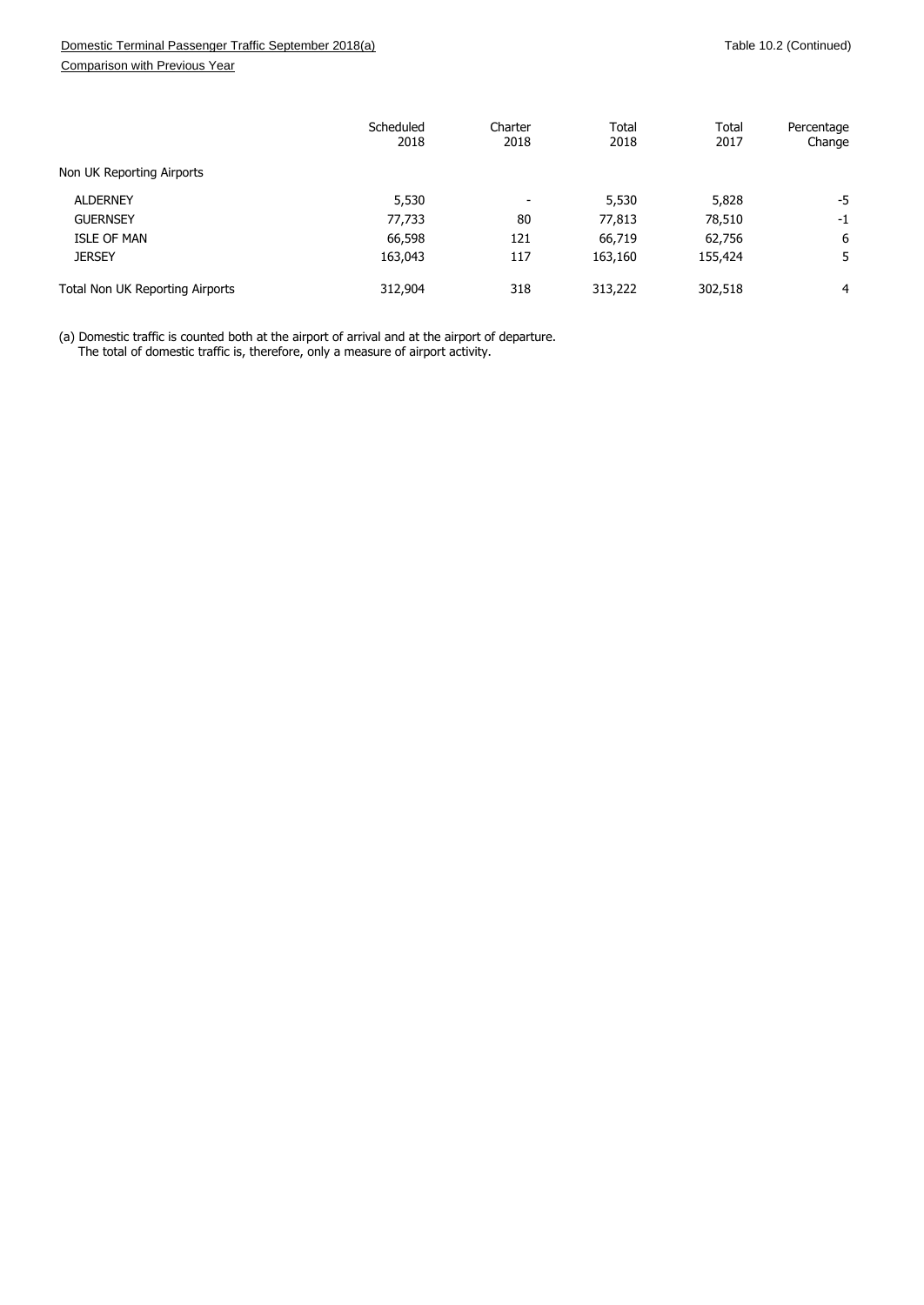Domestic Terminal Passenger Traffic September 2018(a)

Table 10.2 (Continued)

Comparison with Previous Year

| | Scheduled 2018 | Charter 2018 | Total 2018 | Total 2017 | Percentage Change |
|---|---|---|---|---|---|
| Non UK Reporting Airports | | | | | |
| ALDERNEY | 5,530 | - | 5,530 | 5,828 | -5 |
| GUERNSEY | 77,733 | 80 | 77,813 | 78,510 | -1 |
| ISLE OF MAN | 66,598 | 121 | 66,719 | 62,756 | 6 |
| JERSEY | 163,043 | 117 | 163,160 | 155,424 | 5 |
| Total Non UK Reporting Airports | 312,904 | 318 | 313,222 | 302,518 | 4 |

(a) Domestic traffic is counted both at the airport of arrival and at the airport of departure.
The total of domestic traffic is, therefore, only a measure of airport activity.